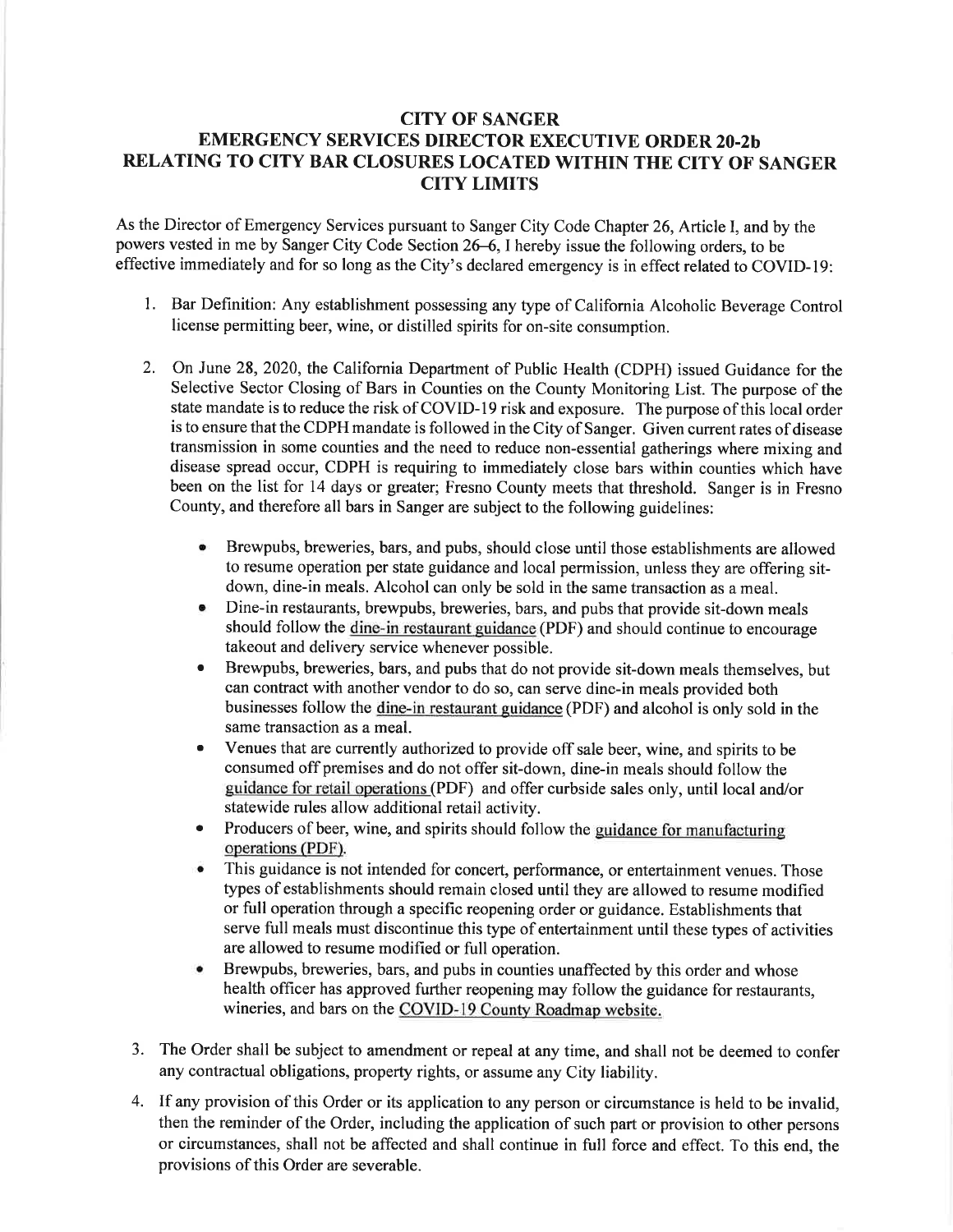# CITY OF SANGER
## EMERGENCY SERVICES DIRECTOR EXECUTIVE ORDER 20-2b
## RELATING TO CITY BAR CLOSURES LOCATED WITHIN THE CITY OF SANGER CITY LIMITS

As the Director of Emergency Services pursuant to Sanger City Code Chapter 26, Article I, and by the powers vested in me by Sanger City Code Section 26–6, I hereby issue the following orders, to be effective immediately and for so long as the City's declared emergency is in effect related to COVID-19:

1. Bar Definition: Any establishment possessing any type of California Alcoholic Beverage Control license permitting beer, wine, or distilled spirits for on-site consumption.

2. On June 28, 2020, the California Department of Public Health (CDPH) issued Guidance for the Selective Sector Closing of Bars in Counties on the County Monitoring List. The purpose of the state mandate is to reduce the risk of COVID-19 risk and exposure. The purpose of this local order is to ensure that the CDPH mandate is followed in the City of Sanger. Given current rates of disease transmission in some counties and the need to reduce non-essential gatherings where mixing and disease spread occur, CDPH is requiring to immediately close bars within counties which have been on the list for 14 days or greater; Fresno County meets that threshold. Sanger is in Fresno County, and therefore all bars in Sanger are subject to the following guidelines:

   - Brewpubs, breweries, bars, and pubs, should close until those establishments are allowed to resume operation per state guidance and local permission, unless they are offering sit-down, dine-in meals. Alcohol can only be sold in the same transaction as a meal.
   - Dine-in restaurants, brewpubs, breweries, bars, and pubs that provide sit-down meals should follow the dine-in restaurant guidance (PDF) and should continue to encourage takeout and delivery service whenever possible.
   - Brewpubs, breweries, bars, and pubs that do not provide sit-down meals themselves, but can contract with another vendor to do so, can serve dine-in meals provided both businesses follow the dine-in restaurant guidance (PDF) and alcohol is only sold in the same transaction as a meal.
   - Venues that are currently authorized to provide off sale beer, wine, and spirits to be consumed off premises and do not offer sit-down, dine-in meals should follow the guidance for retail operations (PDF) and offer curbside sales only, until local and/or statewide rules allow additional retail activity.
   - Producers of beer, wine, and spirits should follow the guidance for manufacturing operations (PDF).
   - This guidance is not intended for concert, performance, or entertainment venues. Those types of establishments should remain closed until they are allowed to resume modified or full operation through a specific reopening order or guidance. Establishments that serve full meals must discontinue this type of entertainment until these types of activities are allowed to resume modified or full operation.
   - Brewpubs, breweries, bars, and pubs in counties unaffected by this order and whose health officer has approved further reopening may follow the guidance for restaurants, wineries, and bars on the COVID-19 County Roadmap website.

3. The Order shall be subject to amendment or repeal at any time, and shall not be deemed to confer any contractual obligations, property rights, or assume any City liability.

4. If any provision of this Order or its application to any person or circumstance is held to be invalid, then the reminder of the Order, including the application of such part or provision to other persons or circumstances, shall not be affected and shall continue in full force and effect. To this end, the provisions of this Order are severable.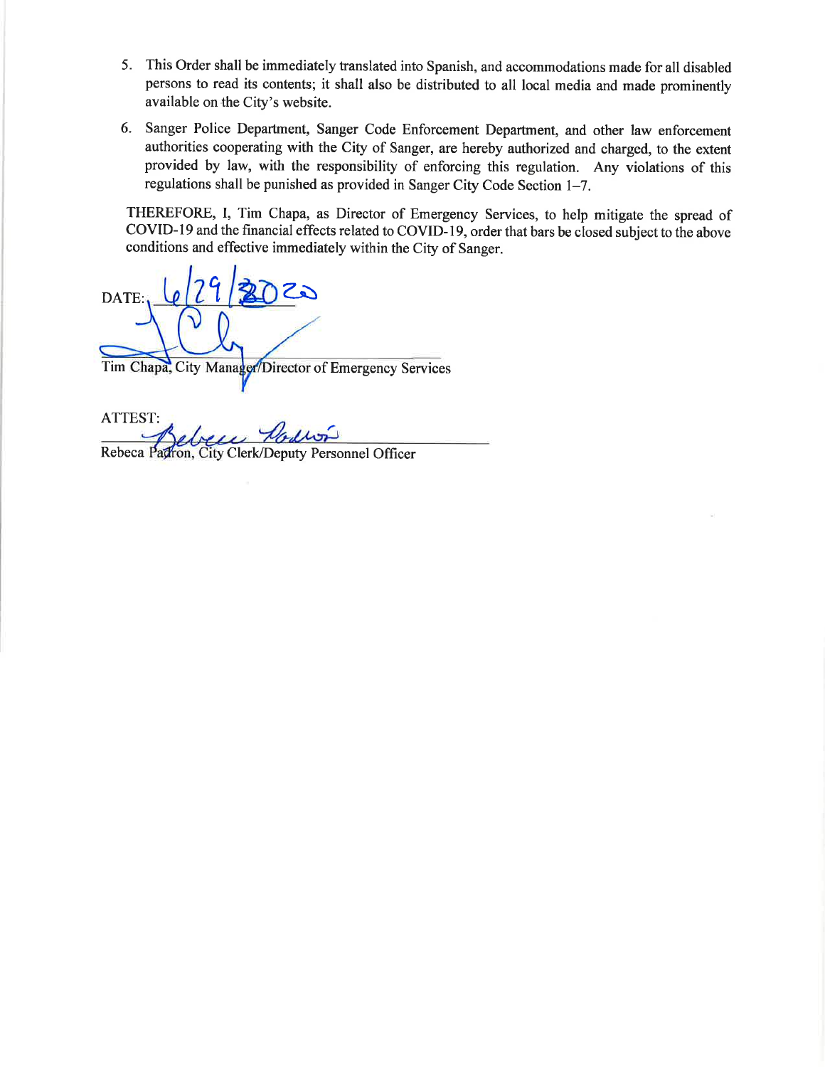5. This Order shall be immediately translated into Spanish, and accommodations made for all disabled persons to read its contents; it shall also be distributed to all local media and made prominently available on the City's website.

6. Sanger Police Department, Sanger Code Enforcement Department, and other law enforcement authorities cooperating with the City of Sanger, are hereby authorized and charged, to the extent provided by law, with the responsibility of enforcing this regulation. Any violations of this regulations shall be punished as provided in Sanger City Code Section 1–7.

THEREFORE, I, Tim Chapa, as Director of Emergency Services, to help mitigate the spread of COVID-19 and the financial effects related to COVID-19, order that bars be closed subject to the above conditions and effective immediately within the City of Sanger.

DATE: 6/29/2020

Tim Chapa, City Manager/Director of Emergency Services

ATTEST:

Rebeca Padron, City Clerk/Deputy Personnel Officer